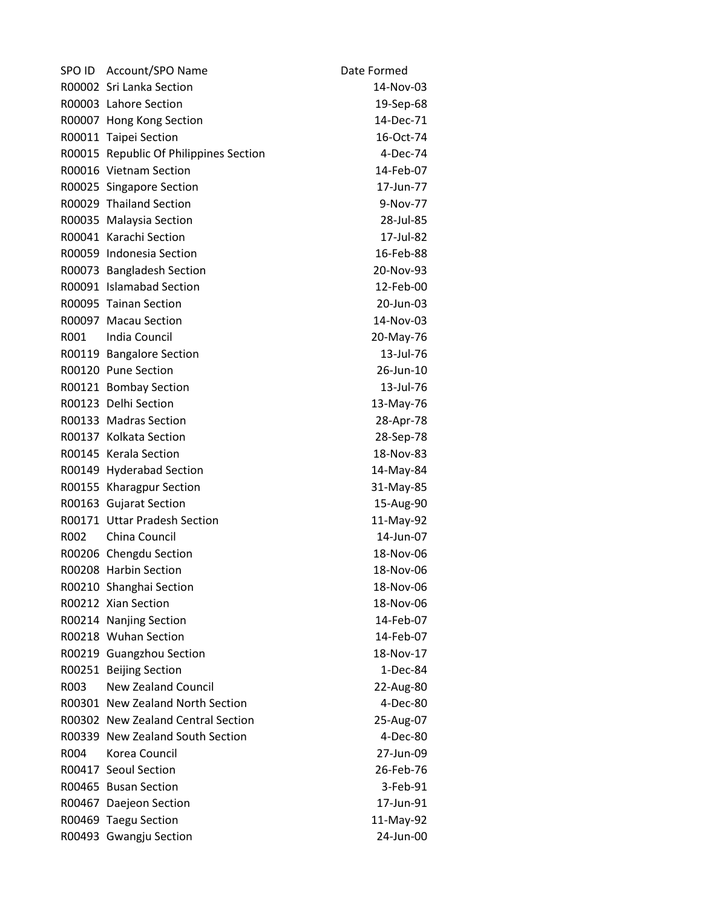| SPO ID | Account/SPO Name | Date Formed |
|---|---|---|
| R00002 | Sri Lanka Section | 14-Nov-03 |
| R00003 | Lahore Section | 19-Sep-68 |
| R00007 | Hong Kong Section | 14-Dec-71 |
| R00011 | Taipei Section | 16-Oct-74 |
| R00015 | Republic Of Philippines Section | 4-Dec-74 |
| R00016 | Vietnam Section | 14-Feb-07 |
| R00025 | Singapore Section | 17-Jun-77 |
| R00029 | Thailand Section | 9-Nov-77 |
| R00035 | Malaysia Section | 28-Jul-85 |
| R00041 | Karachi Section | 17-Jul-82 |
| R00059 | Indonesia Section | 16-Feb-88 |
| R00073 | Bangladesh Section | 20-Nov-93 |
| R00091 | Islamabad Section | 12-Feb-00 |
| R00095 | Tainan Section | 20-Jun-03 |
| R00097 | Macau Section | 14-Nov-03 |
| R001 | India Council | 20-May-76 |
| R00119 | Bangalore Section | 13-Jul-76 |
| R00120 | Pune Section | 26-Jun-10 |
| R00121 | Bombay Section | 13-Jul-76 |
| R00123 | Delhi Section | 13-May-76 |
| R00133 | Madras Section | 28-Apr-78 |
| R00137 | Kolkata Section | 28-Sep-78 |
| R00145 | Kerala Section | 18-Nov-83 |
| R00149 | Hyderabad Section | 14-May-84 |
| R00155 | Kharagpur Section | 31-May-85 |
| R00163 | Gujarat Section | 15-Aug-90 |
| R00171 | Uttar Pradesh Section | 11-May-92 |
| R002 | China Council | 14-Jun-07 |
| R00206 | Chengdu Section | 18-Nov-06 |
| R00208 | Harbin Section | 18-Nov-06 |
| R00210 | Shanghai Section | 18-Nov-06 |
| R00212 | Xian Section | 18-Nov-06 |
| R00214 | Nanjing Section | 14-Feb-07 |
| R00218 | Wuhan Section | 14-Feb-07 |
| R00219 | Guangzhou Section | 18-Nov-17 |
| R00251 | Beijing Section | 1-Dec-84 |
| R003 | New Zealand Council | 22-Aug-80 |
| R00301 | New Zealand North Section | 4-Dec-80 |
| R00302 | New Zealand Central Section | 25-Aug-07 |
| R00339 | New Zealand South Section | 4-Dec-80 |
| R004 | Korea Council | 27-Jun-09 |
| R00417 | Seoul Section | 26-Feb-76 |
| R00465 | Busan Section | 3-Feb-91 |
| R00467 | Daejeon Section | 17-Jun-91 |
| R00469 | Taegu Section | 11-May-92 |
| R00493 | Gwangju Section | 24-Jun-00 |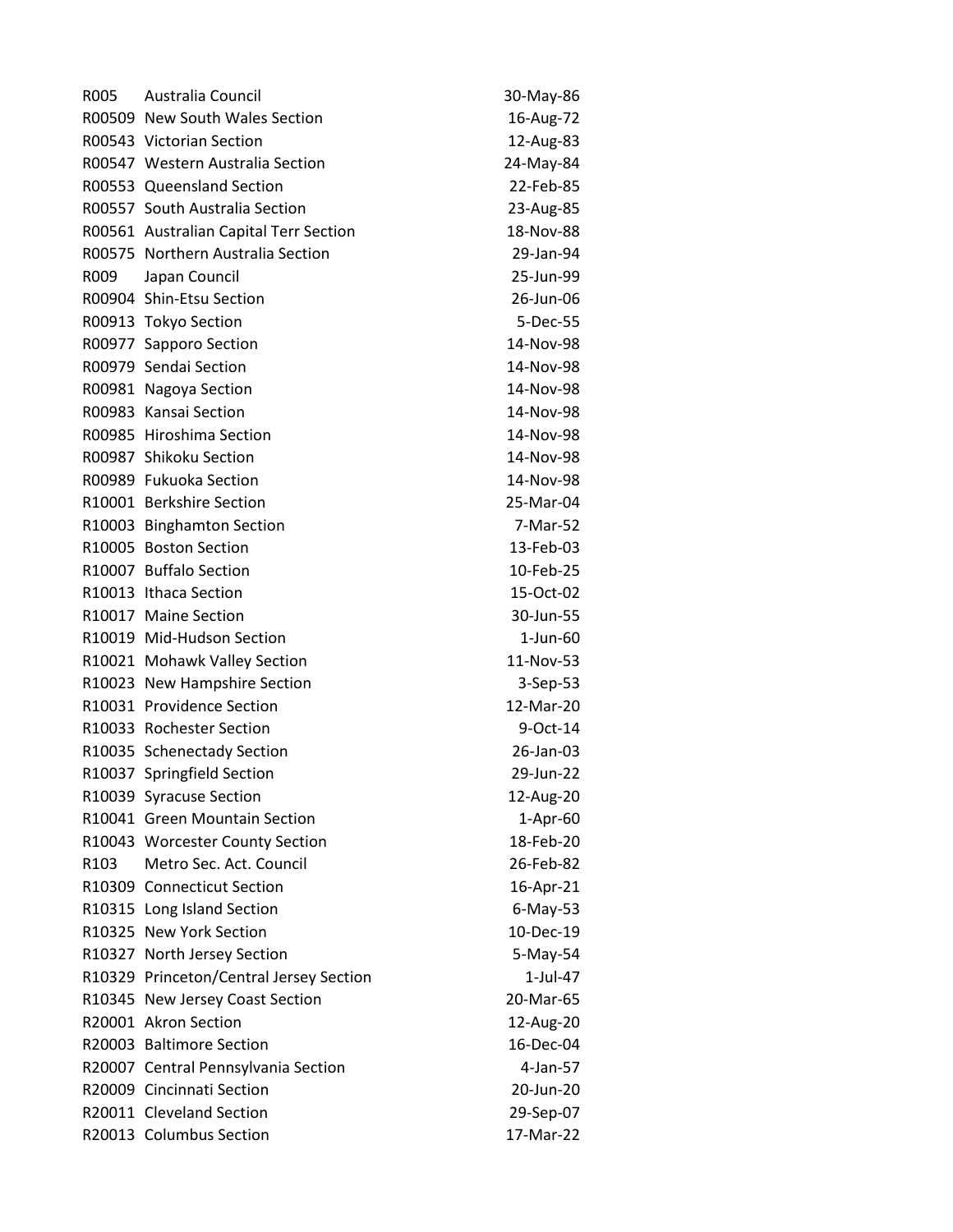| | | |
|---|---|---|
| R005 | Australia Council | 30-May-86 |
| R00509 | New South Wales Section | 16-Aug-72 |
| R00543 | Victorian Section | 12-Aug-83 |
| R00547 | Western Australia Section | 24-May-84 |
| R00553 | Queensland Section | 22-Feb-85 |
| R00557 | South Australia Section | 23-Aug-85 |
| R00561 | Australian Capital Terr Section | 18-Nov-88 |
| R00575 | Northern Australia Section | 29-Jan-94 |
| R009 | Japan Council | 25-Jun-99 |
| R00904 | Shin-Etsu Section | 26-Jun-06 |
| R00913 | Tokyo Section | 5-Dec-55 |
| R00977 | Sapporo Section | 14-Nov-98 |
| R00979 | Sendai Section | 14-Nov-98 |
| R00981 | Nagoya Section | 14-Nov-98 |
| R00983 | Kansai Section | 14-Nov-98 |
| R00985 | Hiroshima Section | 14-Nov-98 |
| R00987 | Shikoku Section | 14-Nov-98 |
| R00989 | Fukuoka Section | 14-Nov-98 |
| R10001 | Berkshire Section | 25-Mar-04 |
| R10003 | Binghamton Section | 7-Mar-52 |
| R10005 | Boston Section | 13-Feb-03 |
| R10007 | Buffalo Section | 10-Feb-25 |
| R10013 | Ithaca Section | 15-Oct-02 |
| R10017 | Maine Section | 30-Jun-55 |
| R10019 | Mid-Hudson Section | 1-Jun-60 |
| R10021 | Mohawk Valley Section | 11-Nov-53 |
| R10023 | New Hampshire Section | 3-Sep-53 |
| R10031 | Providence Section | 12-Mar-20 |
| R10033 | Rochester Section | 9-Oct-14 |
| R10035 | Schenectady Section | 26-Jan-03 |
| R10037 | Springfield Section | 29-Jun-22 |
| R10039 | Syracuse Section | 12-Aug-20 |
| R10041 | Green Mountain Section | 1-Apr-60 |
| R10043 | Worcester County Section | 18-Feb-20 |
| R103 | Metro Sec. Act. Council | 26-Feb-82 |
| R10309 | Connecticut Section | 16-Apr-21 |
| R10315 | Long Island Section | 6-May-53 |
| R10325 | New York Section | 10-Dec-19 |
| R10327 | North Jersey Section | 5-May-54 |
| R10329 | Princeton/Central Jersey Section | 1-Jul-47 |
| R10345 | New Jersey Coast Section | 20-Mar-65 |
| R20001 | Akron Section | 12-Aug-20 |
| R20003 | Baltimore Section | 16-Dec-04 |
| R20007 | Central Pennsylvania Section | 4-Jan-57 |
| R20009 | Cincinnati Section | 20-Jun-20 |
| R20011 | Cleveland Section | 29-Sep-07 |
| R20013 | Columbus Section | 17-Mar-22 |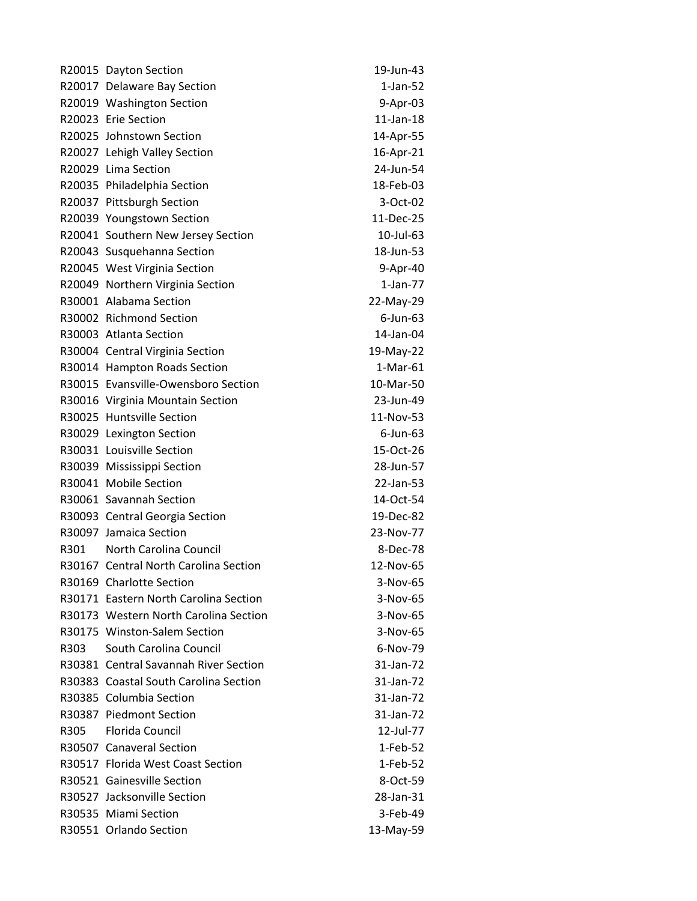| | | |
|---|---|---|
| R20015 | Dayton Section | 19-Jun-43 |
| R20017 | Delaware Bay Section | 1-Jan-52 |
| R20019 | Washington Section | 9-Apr-03 |
| R20023 | Erie Section | 11-Jan-18 |
| R20025 | Johnstown Section | 14-Apr-55 |
| R20027 | Lehigh Valley Section | 16-Apr-21 |
| R20029 | Lima Section | 24-Jun-54 |
| R20035 | Philadelphia Section | 18-Feb-03 |
| R20037 | Pittsburgh Section | 3-Oct-02 |
| R20039 | Youngstown Section | 11-Dec-25 |
| R20041 | Southern New Jersey Section | 10-Jul-63 |
| R20043 | Susquehanna Section | 18-Jun-53 |
| R20045 | West Virginia Section | 9-Apr-40 |
| R20049 | Northern Virginia Section | 1-Jan-77 |
| R30001 | Alabama Section | 22-May-29 |
| R30002 | Richmond Section | 6-Jun-63 |
| R30003 | Atlanta Section | 14-Jan-04 |
| R30004 | Central Virginia Section | 19-May-22 |
| R30014 | Hampton Roads Section | 1-Mar-61 |
| R30015 | Evansville-Owensboro Section | 10-Mar-50 |
| R30016 | Virginia Mountain Section | 23-Jun-49 |
| R30025 | Huntsville Section | 11-Nov-53 |
| R30029 | Lexington Section | 6-Jun-63 |
| R30031 | Louisville Section | 15-Oct-26 |
| R30039 | Mississippi Section | 28-Jun-57 |
| R30041 | Mobile Section | 22-Jan-53 |
| R30061 | Savannah Section | 14-Oct-54 |
| R30093 | Central Georgia Section | 19-Dec-82 |
| R30097 | Jamaica Section | 23-Nov-77 |
| R301 | North Carolina Council | 8-Dec-78 |
| R30167 | Central North Carolina Section | 12-Nov-65 |
| R30169 | Charlotte Section | 3-Nov-65 |
| R30171 | Eastern North Carolina Section | 3-Nov-65 |
| R30173 | Western North Carolina Section | 3-Nov-65 |
| R30175 | Winston-Salem Section | 3-Nov-65 |
| R303 | South Carolina Council | 6-Nov-79 |
| R30381 | Central Savannah River Section | 31-Jan-72 |
| R30383 | Coastal South Carolina Section | 31-Jan-72 |
| R30385 | Columbia Section | 31-Jan-72 |
| R30387 | Piedmont Section | 31-Jan-72 |
| R305 | Florida Council | 12-Jul-77 |
| R30507 | Canaveral Section | 1-Feb-52 |
| R30517 | Florida West Coast Section | 1-Feb-52 |
| R30521 | Gainesville Section | 8-Oct-59 |
| R30527 | Jacksonville Section | 28-Jan-31 |
| R30535 | Miami Section | 3-Feb-49 |
| R30551 | Orlando Section | 13-May-59 |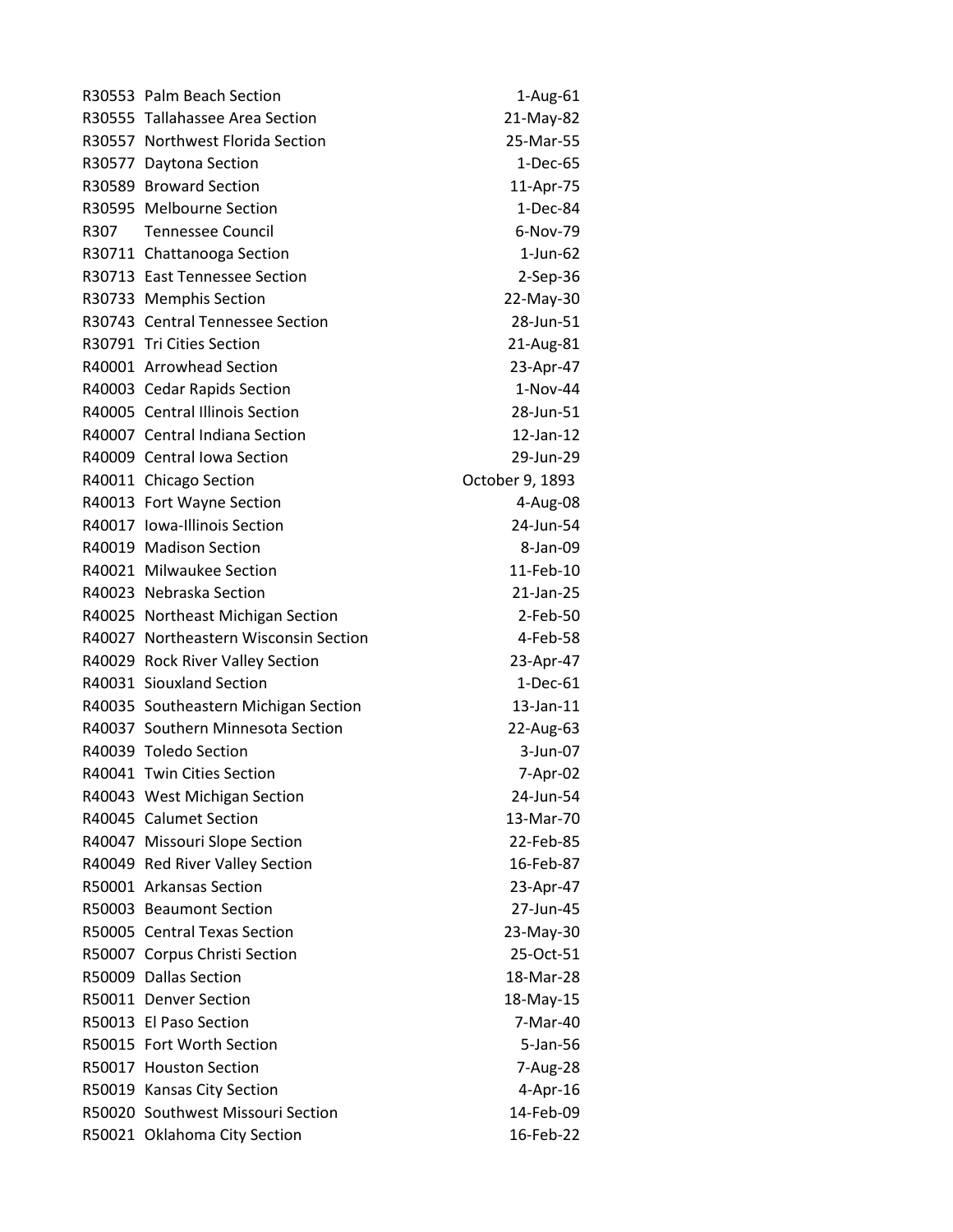| | | |
|---|---|---|
| R30553 | Palm Beach Section | 1-Aug-61 |
| R30555 | Tallahassee Area Section | 21-May-82 |
| R30557 | Northwest Florida Section | 25-Mar-55 |
| R30577 | Daytona Section | 1-Dec-65 |
| R30589 | Broward Section | 11-Apr-75 |
| R30595 | Melbourne Section | 1-Dec-84 |
| R307 | Tennessee Council | 6-Nov-79 |
| R30711 | Chattanooga Section | 1-Jun-62 |
| R30713 | East Tennessee Section | 2-Sep-36 |
| R30733 | Memphis Section | 22-May-30 |
| R30743 | Central Tennessee Section | 28-Jun-51 |
| R30791 | Tri Cities Section | 21-Aug-81 |
| R40001 | Arrowhead Section | 23-Apr-47 |
| R40003 | Cedar Rapids Section | 1-Nov-44 |
| R40005 | Central Illinois Section | 28-Jun-51 |
| R40007 | Central Indiana Section | 12-Jan-12 |
| R40009 | Central Iowa Section | 29-Jun-29 |
| R40011 | Chicago Section | October 9, 1893 |
| R40013 | Fort Wayne Section | 4-Aug-08 |
| R40017 | Iowa-Illinois Section | 24-Jun-54 |
| R40019 | Madison Section | 8-Jan-09 |
| R40021 | Milwaukee Section | 11-Feb-10 |
| R40023 | Nebraska Section | 21-Jan-25 |
| R40025 | Northeast Michigan Section | 2-Feb-50 |
| R40027 | Northeastern Wisconsin Section | 4-Feb-58 |
| R40029 | Rock River Valley Section | 23-Apr-47 |
| R40031 | Siouxland Section | 1-Dec-61 |
| R40035 | Southeastern Michigan Section | 13-Jan-11 |
| R40037 | Southern Minnesota Section | 22-Aug-63 |
| R40039 | Toledo Section | 3-Jun-07 |
| R40041 | Twin Cities Section | 7-Apr-02 |
| R40043 | West Michigan Section | 24-Jun-54 |
| R40045 | Calumet Section | 13-Mar-70 |
| R40047 | Missouri Slope Section | 22-Feb-85 |
| R40049 | Red River Valley Section | 16-Feb-87 |
| R50001 | Arkansas Section | 23-Apr-47 |
| R50003 | Beaumont Section | 27-Jun-45 |
| R50005 | Central Texas Section | 23-May-30 |
| R50007 | Corpus Christi Section | 25-Oct-51 |
| R50009 | Dallas Section | 18-Mar-28 |
| R50011 | Denver Section | 18-May-15 |
| R50013 | El Paso Section | 7-Mar-40 |
| R50015 | Fort Worth Section | 5-Jan-56 |
| R50017 | Houston Section | 7-Aug-28 |
| R50019 | Kansas City Section | 4-Apr-16 |
| R50020 | Southwest Missouri Section | 14-Feb-09 |
| R50021 | Oklahoma City Section | 16-Feb-22 |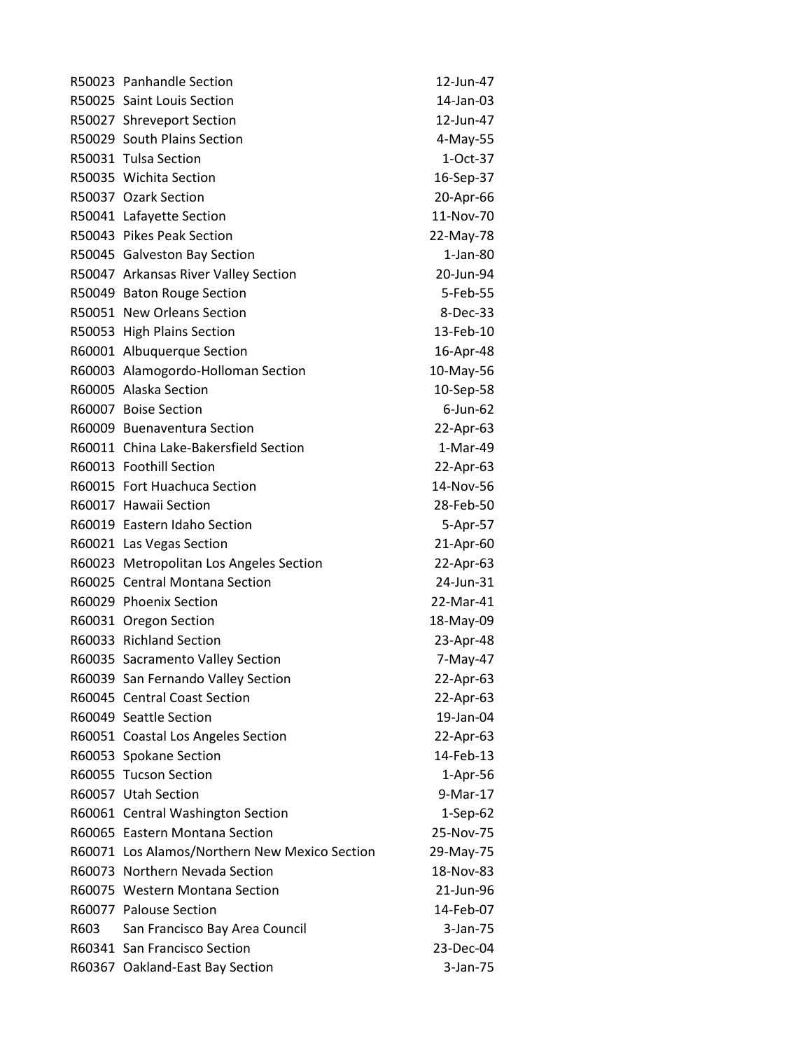| | | |
|---|---|---|
| R50023 | Panhandle Section | 12-Jun-47 |
| R50025 | Saint Louis Section | 14-Jan-03 |
| R50027 | Shreveport Section | 12-Jun-47 |
| R50029 | South Plains Section | 4-May-55 |
| R50031 | Tulsa Section | 1-Oct-37 |
| R50035 | Wichita Section | 16-Sep-37 |
| R50037 | Ozark Section | 20-Apr-66 |
| R50041 | Lafayette Section | 11-Nov-70 |
| R50043 | Pikes Peak Section | 22-May-78 |
| R50045 | Galveston Bay Section | 1-Jan-80 |
| R50047 | Arkansas River Valley Section | 20-Jun-94 |
| R50049 | Baton Rouge Section | 5-Feb-55 |
| R50051 | New Orleans Section | 8-Dec-33 |
| R50053 | High Plains Section | 13-Feb-10 |
| R60001 | Albuquerque Section | 16-Apr-48 |
| R60003 | Alamogordo-Holloman Section | 10-May-56 |
| R60005 | Alaska Section | 10-Sep-58 |
| R60007 | Boise Section | 6-Jun-62 |
| R60009 | Buenaventura Section | 22-Apr-63 |
| R60011 | China Lake-Bakersfield Section | 1-Mar-49 |
| R60013 | Foothill Section | 22-Apr-63 |
| R60015 | Fort Huachuca Section | 14-Nov-56 |
| R60017 | Hawaii Section | 28-Feb-50 |
| R60019 | Eastern Idaho Section | 5-Apr-57 |
| R60021 | Las Vegas Section | 21-Apr-60 |
| R60023 | Metropolitan Los Angeles Section | 22-Apr-63 |
| R60025 | Central Montana Section | 24-Jun-31 |
| R60029 | Phoenix Section | 22-Mar-41 |
| R60031 | Oregon Section | 18-May-09 |
| R60033 | Richland Section | 23-Apr-48 |
| R60035 | Sacramento Valley Section | 7-May-47 |
| R60039 | San Fernando Valley Section | 22-Apr-63 |
| R60045 | Central Coast Section | 22-Apr-63 |
| R60049 | Seattle Section | 19-Jan-04 |
| R60051 | Coastal Los Angeles Section | 22-Apr-63 |
| R60053 | Spokane Section | 14-Feb-13 |
| R60055 | Tucson Section | 1-Apr-56 |
| R60057 | Utah Section | 9-Mar-17 |
| R60061 | Central Washington Section | 1-Sep-62 |
| R60065 | Eastern Montana Section | 25-Nov-75 |
| R60071 | Los Alamos/Northern New Mexico Section | 29-May-75 |
| R60073 | Northern Nevada Section | 18-Nov-83 |
| R60075 | Western Montana Section | 21-Jun-96 |
| R60077 | Palouse Section | 14-Feb-07 |
| R603 | San Francisco Bay Area Council | 3-Jan-75 |
| R60341 | San Francisco Section | 23-Dec-04 |
| R60367 | Oakland-East Bay Section | 3-Jan-75 |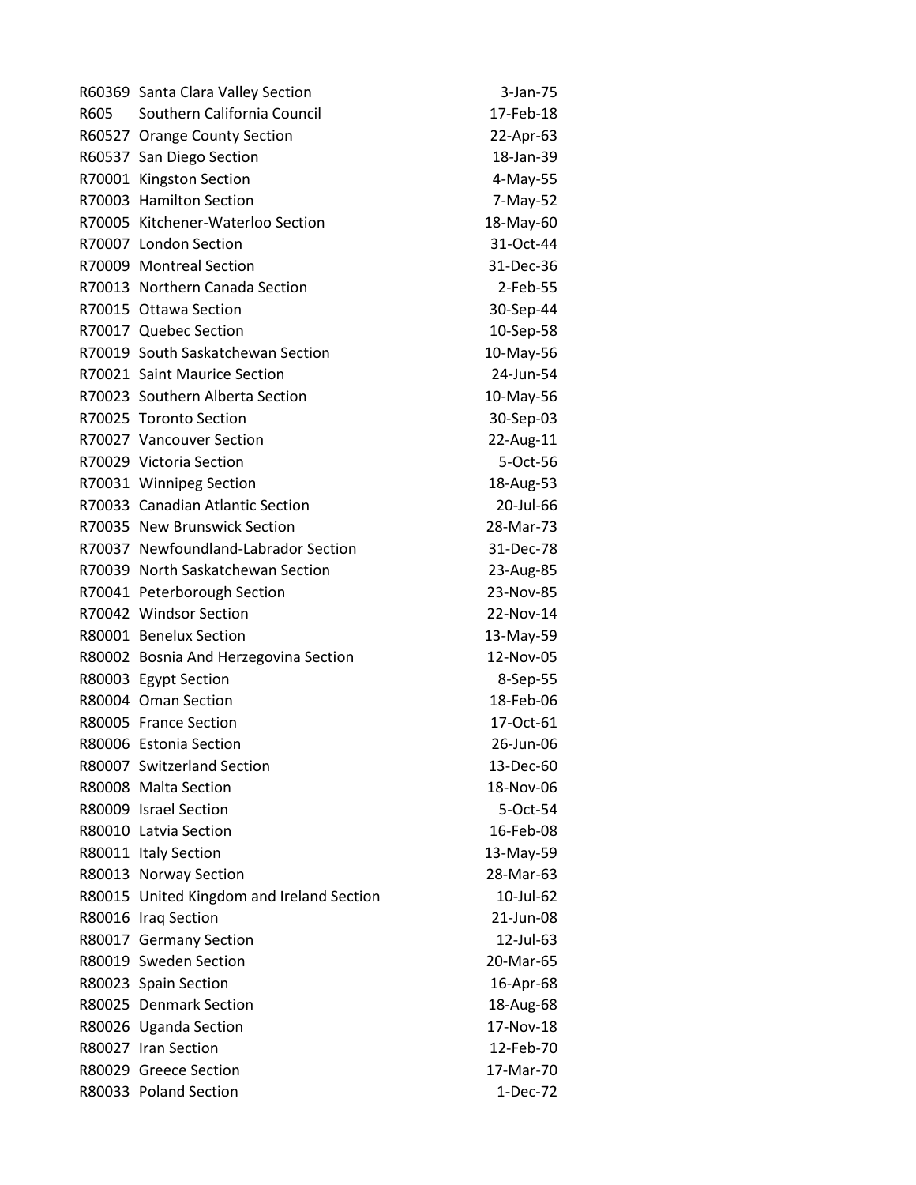| | | |
|---|---|---|
| R60369 | Santa Clara Valley Section | 3-Jan-75 |
| R605 | Southern California Council | 17-Feb-18 |
| R60527 | Orange County Section | 22-Apr-63 |
| R60537 | San Diego Section | 18-Jan-39 |
| R70001 | Kingston Section | 4-May-55 |
| R70003 | Hamilton Section | 7-May-52 |
| R70005 | Kitchener-Waterloo Section | 18-May-60 |
| R70007 | London Section | 31-Oct-44 |
| R70009 | Montreal Section | 31-Dec-36 |
| R70013 | Northern Canada Section | 2-Feb-55 |
| R70015 | Ottawa Section | 30-Sep-44 |
| R70017 | Quebec Section | 10-Sep-58 |
| R70019 | South Saskatchewan Section | 10-May-56 |
| R70021 | Saint Maurice Section | 24-Jun-54 |
| R70023 | Southern Alberta Section | 10-May-56 |
| R70025 | Toronto Section | 30-Sep-03 |
| R70027 | Vancouver Section | 22-Aug-11 |
| R70029 | Victoria Section | 5-Oct-56 |
| R70031 | Winnipeg Section | 18-Aug-53 |
| R70033 | Canadian Atlantic Section | 20-Jul-66 |
| R70035 | New Brunswick Section | 28-Mar-73 |
| R70037 | Newfoundland-Labrador Section | 31-Dec-78 |
| R70039 | North Saskatchewan Section | 23-Aug-85 |
| R70041 | Peterborough Section | 23-Nov-85 |
| R70042 | Windsor Section | 22-Nov-14 |
| R80001 | Benelux Section | 13-May-59 |
| R80002 | Bosnia And Herzegovina Section | 12-Nov-05 |
| R80003 | Egypt Section | 8-Sep-55 |
| R80004 | Oman Section | 18-Feb-06 |
| R80005 | France Section | 17-Oct-61 |
| R80006 | Estonia Section | 26-Jun-06 |
| R80007 | Switzerland Section | 13-Dec-60 |
| R80008 | Malta Section | 18-Nov-06 |
| R80009 | Israel Section | 5-Oct-54 |
| R80010 | Latvia Section | 16-Feb-08 |
| R80011 | Italy Section | 13-May-59 |
| R80013 | Norway Section | 28-Mar-63 |
| R80015 | United Kingdom and Ireland Section | 10-Jul-62 |
| R80016 | Iraq Section | 21-Jun-08 |
| R80017 | Germany Section | 12-Jul-63 |
| R80019 | Sweden Section | 20-Mar-65 |
| R80023 | Spain Section | 16-Apr-68 |
| R80025 | Denmark Section | 18-Aug-68 |
| R80026 | Uganda Section | 17-Nov-18 |
| R80027 | Iran Section | 12-Feb-70 |
| R80029 | Greece Section | 17-Mar-70 |
| R80033 | Poland Section | 1-Dec-72 |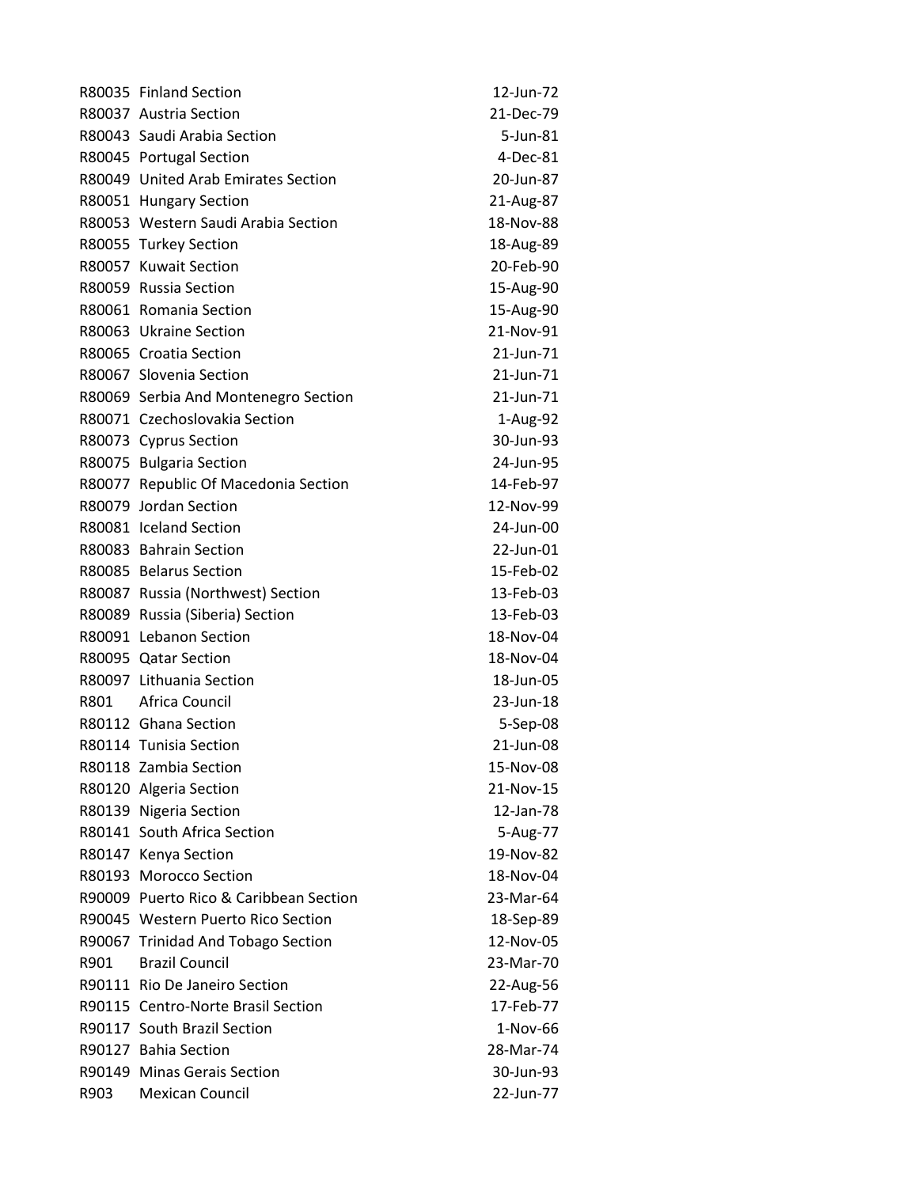| | | |
|---|---|---|
| R80035 | Finland Section | 12-Jun-72 |
| R80037 | Austria Section | 21-Dec-79 |
| R80043 | Saudi Arabia Section | 5-Jun-81 |
| R80045 | Portugal Section | 4-Dec-81 |
| R80049 | United Arab Emirates Section | 20-Jun-87 |
| R80051 | Hungary Section | 21-Aug-87 |
| R80053 | Western Saudi Arabia Section | 18-Nov-88 |
| R80055 | Turkey Section | 18-Aug-89 |
| R80057 | Kuwait Section | 20-Feb-90 |
| R80059 | Russia Section | 15-Aug-90 |
| R80061 | Romania Section | 15-Aug-90 |
| R80063 | Ukraine Section | 21-Nov-91 |
| R80065 | Croatia Section | 21-Jun-71 |
| R80067 | Slovenia Section | 21-Jun-71 |
| R80069 | Serbia And Montenegro Section | 21-Jun-71 |
| R80071 | Czechoslovakia Section | 1-Aug-92 |
| R80073 | Cyprus Section | 30-Jun-93 |
| R80075 | Bulgaria Section | 24-Jun-95 |
| R80077 | Republic Of Macedonia Section | 14-Feb-97 |
| R80079 | Jordan Section | 12-Nov-99 |
| R80081 | Iceland Section | 24-Jun-00 |
| R80083 | Bahrain Section | 22-Jun-01 |
| R80085 | Belarus Section | 15-Feb-02 |
| R80087 | Russia (Northwest) Section | 13-Feb-03 |
| R80089 | Russia (Siberia) Section | 13-Feb-03 |
| R80091 | Lebanon Section | 18-Nov-04 |
| R80095 | Qatar Section | 18-Nov-04 |
| R80097 | Lithuania Section | 18-Jun-05 |
| R801 | Africa Council | 23-Jun-18 |
| R80112 | Ghana Section | 5-Sep-08 |
| R80114 | Tunisia Section | 21-Jun-08 |
| R80118 | Zambia Section | 15-Nov-08 |
| R80120 | Algeria Section | 21-Nov-15 |
| R80139 | Nigeria Section | 12-Jan-78 |
| R80141 | South Africa Section | 5-Aug-77 |
| R80147 | Kenya Section | 19-Nov-82 |
| R80193 | Morocco Section | 18-Nov-04 |
| R90009 | Puerto Rico & Caribbean Section | 23-Mar-64 |
| R90045 | Western Puerto Rico Section | 18-Sep-89 |
| R90067 | Trinidad And Tobago Section | 12-Nov-05 |
| R901 | Brazil Council | 23-Mar-70 |
| R90111 | Rio De Janeiro Section | 22-Aug-56 |
| R90115 | Centro-Norte Brasil Section | 17-Feb-77 |
| R90117 | South Brazil Section | 1-Nov-66 |
| R90127 | Bahia Section | 28-Mar-74 |
| R90149 | Minas Gerais Section | 30-Jun-93 |
| R903 | Mexican Council | 22-Jun-77 |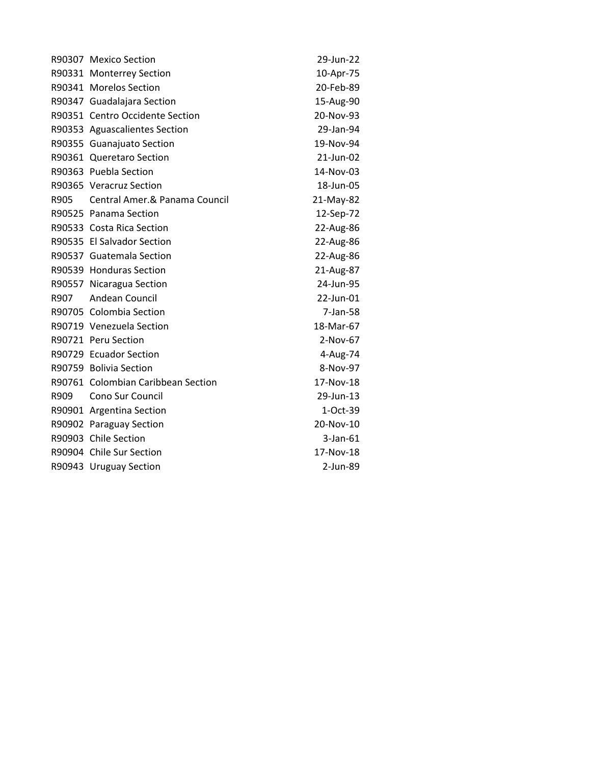| | | |
|---|---|---|
| R90307 | Mexico Section | 29-Jun-22 |
| R90331 | Monterrey Section | 10-Apr-75 |
| R90341 | Morelos Section | 20-Feb-89 |
| R90347 | Guadalajara Section | 15-Aug-90 |
| R90351 | Centro Occidente Section | 20-Nov-93 |
| R90353 | Aguascalientes Section | 29-Jan-94 |
| R90355 | Guanajuato Section | 19-Nov-94 |
| R90361 | Queretaro Section | 21-Jun-02 |
| R90363 | Puebla Section | 14-Nov-03 |
| R90365 | Veracruz Section | 18-Jun-05 |
| R905 | Central Amer.& Panama Council | 21-May-82 |
| R90525 | Panama Section | 12-Sep-72 |
| R90533 | Costa Rica Section | 22-Aug-86 |
| R90535 | El Salvador Section | 22-Aug-86 |
| R90537 | Guatemala Section | 22-Aug-86 |
| R90539 | Honduras Section | 21-Aug-87 |
| R90557 | Nicaragua Section | 24-Jun-95 |
| R907 | Andean Council | 22-Jun-01 |
| R90705 | Colombia Section | 7-Jan-58 |
| R90719 | Venezuela Section | 18-Mar-67 |
| R90721 | Peru Section | 2-Nov-67 |
| R90729 | Ecuador Section | 4-Aug-74 |
| R90759 | Bolivia Section | 8-Nov-97 |
| R90761 | Colombian Caribbean Section | 17-Nov-18 |
| R909 | Cono Sur Council | 29-Jun-13 |
| R90901 | Argentina Section | 1-Oct-39 |
| R90902 | Paraguay Section | 20-Nov-10 |
| R90903 | Chile Section | 3-Jan-61 |
| R90904 | Chile Sur Section | 17-Nov-18 |
| R90943 | Uruguay Section | 2-Jun-89 |